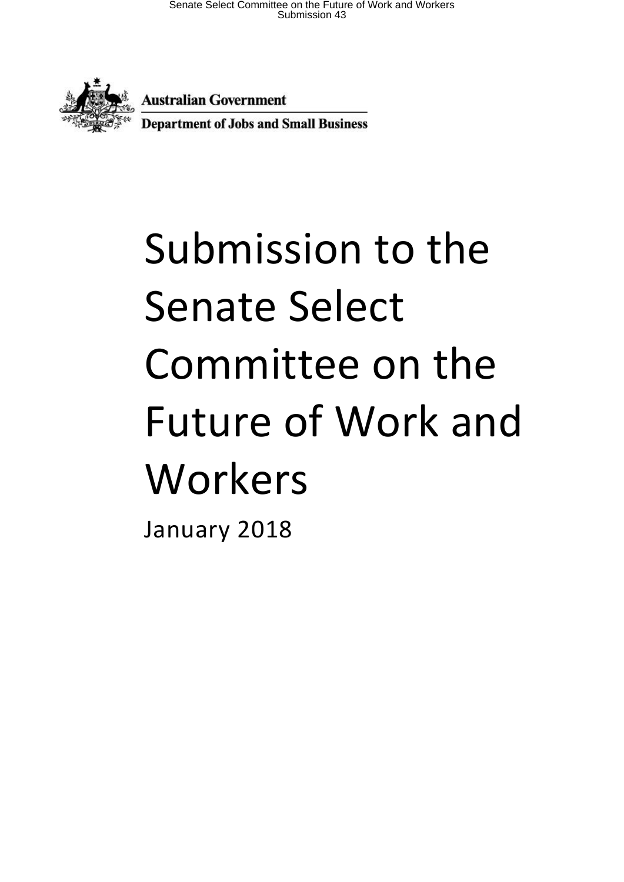Australian Government

Department of Jobs and Small Business

# Submission to the Senate Select Committee on the Future of Work and Workers

January 2018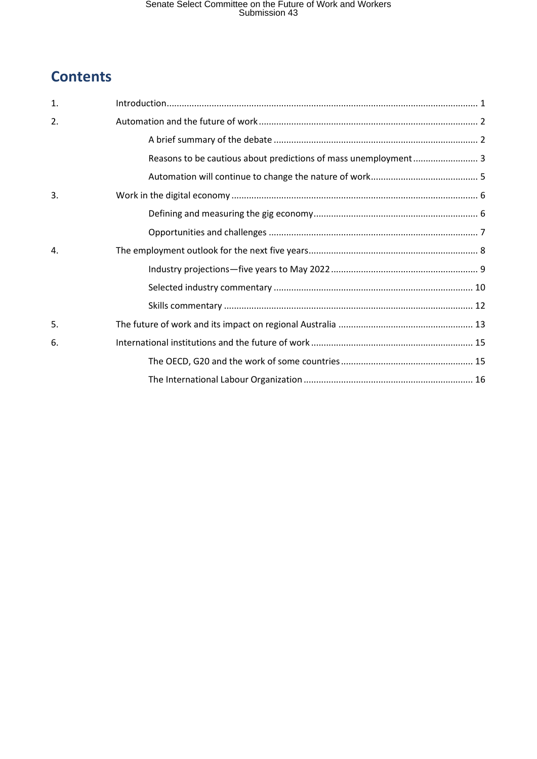## Contents

1. Introduction .......... 1
2. Automation and the future of work .......... 2
   - A brief summary of the debate .......... 2
   - Reasons to be cautious about predictions of mass unemployment .......... 3
   - Automation will continue to change the nature of work .......... 5
3. Work in the digital economy .......... 6
   - Defining and measuring the gig economy .......... 6
   - Opportunities and challenges .......... 7
4. The employment outlook for the next five years .......... 8
   - Industry projections—five years to May 2022 .......... 9
   - Selected industry commentary .......... 10
   - Skills commentary .......... 12
5. The future of work and its impact on regional Australia .......... 13
6. International institutions and the future of work .......... 15
   - The OECD, G20 and the work of some countries .......... 15
   - The International Labour Organization .......... 16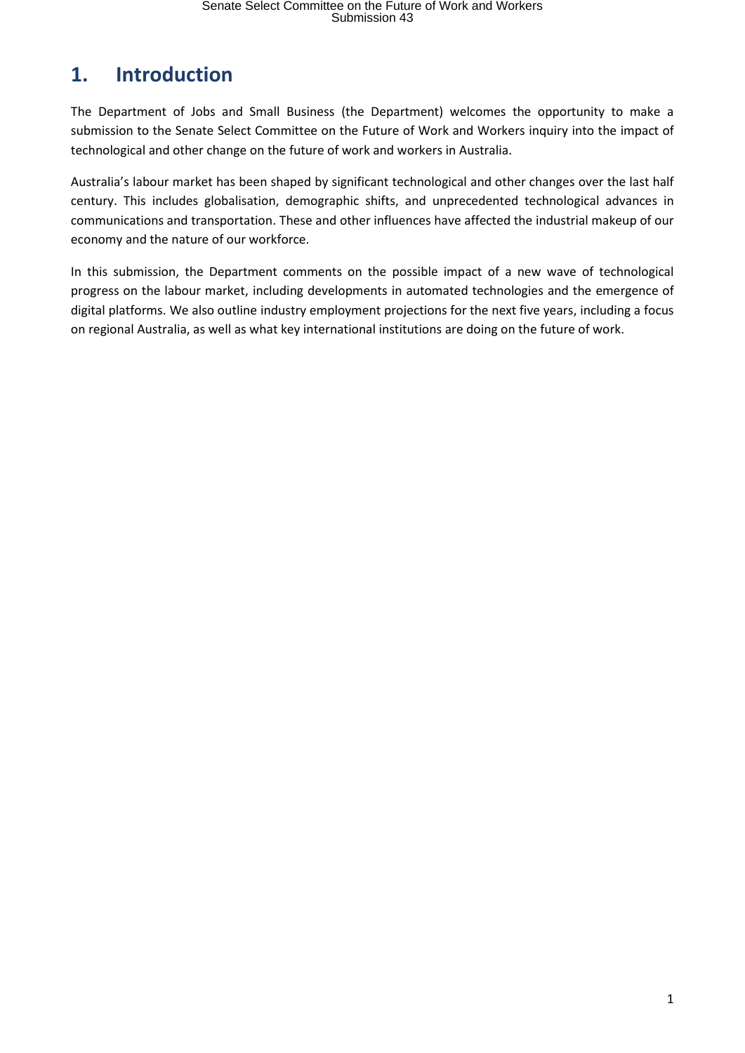# 1. Introduction

The Department of Jobs and Small Business (the Department) welcomes the opportunity to make a submission to the Senate Select Committee on the Future of Work and Workers inquiry into the impact of technological and other change on the future of work and workers in Australia.

Australia's labour market has been shaped by significant technological and other changes over the last half century. This includes globalisation, demographic shifts, and unprecedented technological advances in communications and transportation. These and other influences have affected the industrial makeup of our economy and the nature of our workforce.

In this submission, the Department comments on the possible impact of a new wave of technological progress on the labour market, including developments in automated technologies and the emergence of digital platforms. We also outline industry employment projections for the next five years, including a focus on regional Australia, as well as what key international institutions are doing on the future of work.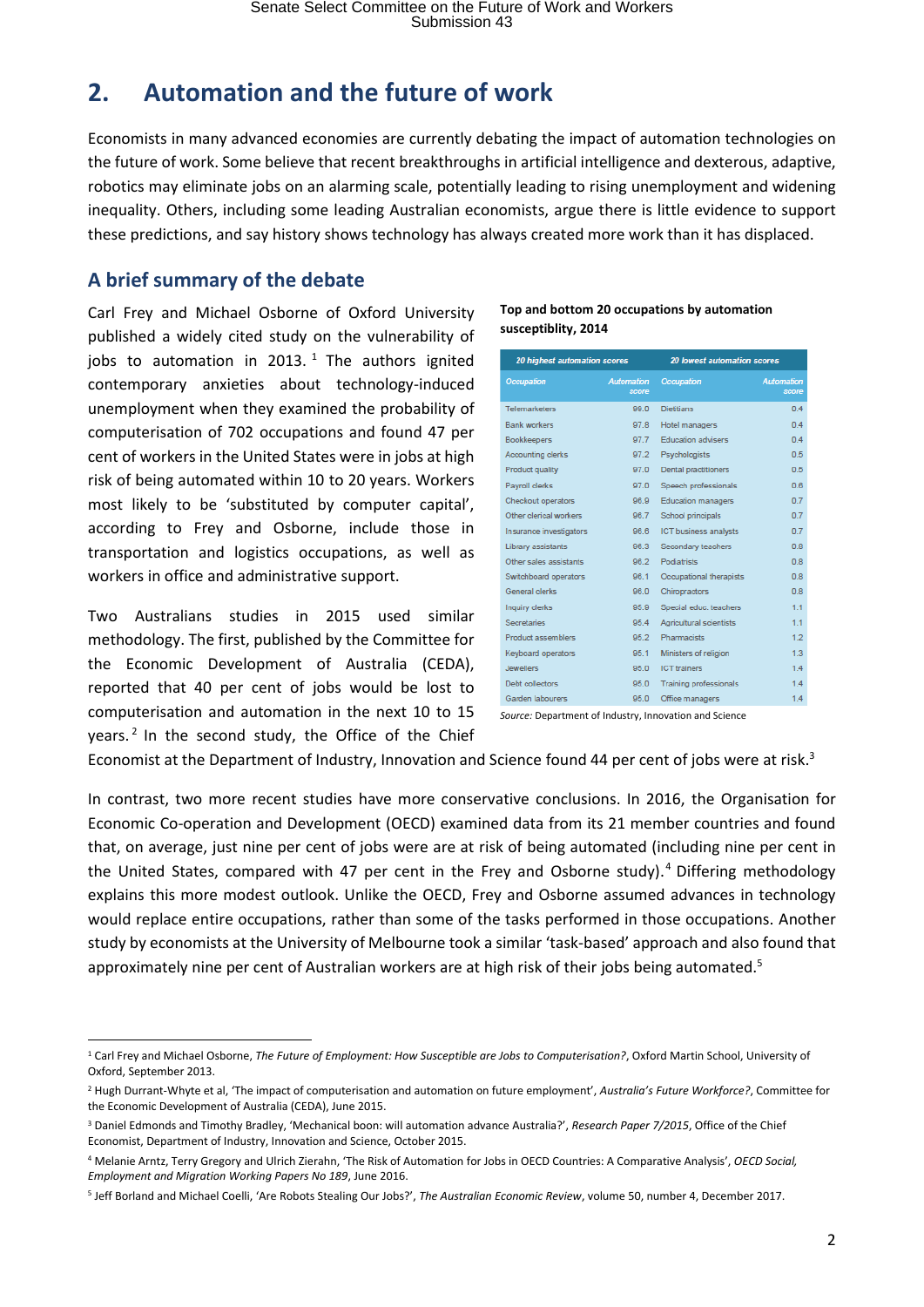## 2. Automation and the future of work

Economists in many advanced economies are currently debating the impact of automation technologies on the future of work. Some believe that recent breakthroughs in artificial intelligence and dexterous, adaptive, robotics may eliminate jobs on an alarming scale, potentially leading to rising unemployment and widening inequality. Others, including some leading Australian economists, argue there is little evidence to support these predictions, and say history shows technology has always created more work than it has displaced.

### A brief summary of the debate

Carl Frey and Michael Osborne of Oxford University published a widely cited study on the vulnerability of jobs to automation in 2013.[1] The authors ignited contemporary anxieties about technology-induced unemployment when they examined the probability of computerisation of 702 occupations and found 47 per cent of workers in the United States were in jobs at high risk of being automated within 10 to 20 years. Workers most likely to be 'substituted by computer capital', according to Frey and Osborne, include those in transportation and logistics occupations, as well as workers in office and administrative support.

**Top and bottom 20 occupations by automation susceptiblity, 2014**

| *20 highest automation scores* | | *20 lowest automation scores* | |
|---|---|---|---|
| *Occupation* | *Automation score* | *Occupation* | *Automation score* |
| Telemarketers | 99.0 | Dietitians | 0.4 |
| Bank workers | 97.8 | Hotel managers | 0.4 |
| Bookkeepers | 97.7 | Education advisers | 0.4 |
| Accounting clerks | 97.2 | Psychologists | 0.5 |
| Product quality | 97.0 | Dental practitioners | 0.5 |
| Payroll clerks | 97.0 | Speech professionals | 0.6 |
| Checkout operators | 96.9 | Education managers | 0.7 |
| Other clerical workers | 96.7 | School principals | 0.7 |
| Insurance investigators | 96.6 | ICT business analysts | 0.7 |
| Library assistants | 96.3 | Secondary teachers | 0.8 |
| Other sales assistants | 96.2 | Podiatrists | 0.8 |
| Switchboard operators | 96.1 | Occupational therapists | 0.8 |
| General clerks | 96.0 | Chiropractors | 0.8 |
| Inquiry clerks | 95.9 | Special educ. teachers | 1.1 |
| Secretaries | 95.4 | Agricultural scientists | 1.1 |
| Product assemblers | 95.2 | Pharmacists | 1.2 |
| Keyboard operators | 95.1 | Ministers of religion | 1.3 |
| Jewellers | 95.0 | ICT trainers | 1.4 |
| Debt collectors | 95.0 | Training professionals | 1.4 |
| Garden labourers | 95.0 | Office managers | 1.4 |

*Source:* Department of Industry, Innovation and Science

Two Australians studies in 2015 used similar methodology. The first, published by the Committee for the Economic Development of Australia (CEDA), reported that 40 per cent of jobs would be lost to computerisation and automation in the next 10 to 15 years.[2] In the second study, the Office of the Chief Economist at the Department of Industry, Innovation and Science found 44 per cent of jobs were at risk.[3]

In contrast, two more recent studies have more conservative conclusions. In 2016, the Organisation for Economic Co-operation and Development (OECD) examined data from its 21 member countries and found that, on average, just nine per cent of jobs were are at risk of being automated (including nine per cent in the United States, compared with 47 per cent in the Frey and Osborne study).[4] Differing methodology explains this more modest outlook. Unlike the OECD, Frey and Osborne assumed advances in technology would replace entire occupations, rather than some of the tasks performed in those occupations. Another study by economists at the University of Melbourne took a similar 'task-based' approach and also found that approximately nine per cent of Australian workers are at high risk of their jobs being automated.[5]

---

[1] Carl Frey and Michael Osborne, *The Future of Employment: How Susceptible are Jobs to Computerisation?*, Oxford Martin School, University of Oxford, September 2013.

[2] Hugh Durrant-Whyte et al, 'The impact of computerisation and automation on future employment', *Australia's Future Workforce?*, Committee for the Economic Development of Australia (CEDA), June 2015.

[3] Daniel Edmonds and Timothy Bradley, 'Mechanical boon: will automation advance Australia?', *Research Paper 7/2015*, Office of the Chief Economist, Department of Industry, Innovation and Science, October 2015.

[4] Melanie Arntz, Terry Gregory and Ulrich Zierahn, 'The Risk of Automation for Jobs in OECD Countries: A Comparative Analysis', *OECD Social, Employment and Migration Working Papers No 189*, June 2016.

[5] Jeff Borland and Michael Coelli, 'Are Robots Stealing Our Jobs?', *The Australian Economic Review*, volume 50, number 4, December 2017.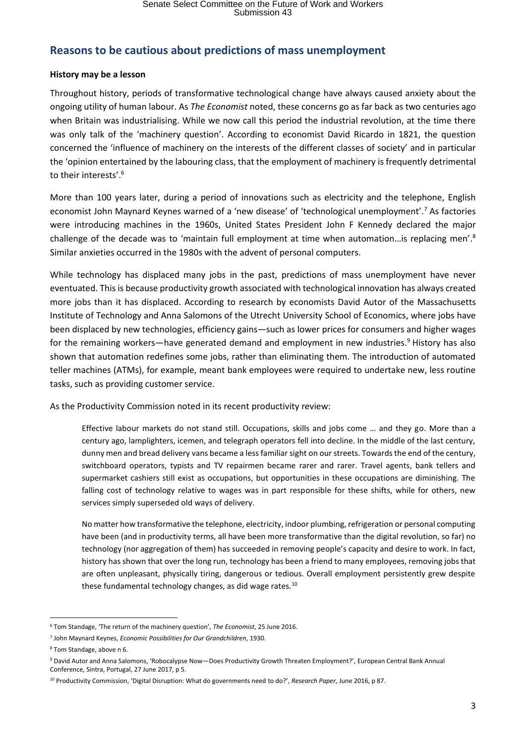## Reasons to be cautious about predictions of mass unemployment

**History may be a lesson**

Throughout history, periods of transformative technological change have always caused anxiety about the ongoing utility of human labour. As *The Economist* noted, these concerns go as far back as two centuries ago when Britain was industrialising. While we now call this period the industrial revolution, at the time there was only talk of the 'machinery question'. According to economist David Ricardo in 1821, the question concerned the 'influence of machinery on the interests of the different classes of society' and in particular the 'opinion entertained by the labouring class, that the employment of machinery is frequently detrimental to their interests'.[6]

More than 100 years later, during a period of innovations such as electricity and the telephone, English economist John Maynard Keynes warned of a 'new disease' of 'technological unemployment'.[7] As factories were introducing machines in the 1960s, United States President John F Kennedy declared the major challenge of the decade was to 'maintain full employment at time when automation…is replacing men'.[8] Similar anxieties occurred in the 1980s with the advent of personal computers.

While technology has displaced many jobs in the past, predictions of mass unemployment have never eventuated. This is because productivity growth associated with technological innovation has always created more jobs than it has displaced. According to research by economists David Autor of the Massachusetts Institute of Technology and Anna Salomons of the Utrecht University School of Economics, where jobs have been displaced by new technologies, efficiency gains—such as lower prices for consumers and higher wages for the remaining workers—have generated demand and employment in new industries.[9] History has also shown that automation redefines some jobs, rather than eliminating them. The introduction of automated teller machines (ATMs), for example, meant bank employees were required to undertake new, less routine tasks, such as providing customer service.

As the Productivity Commission noted in its recent productivity review:

> Effective labour markets do not stand still. Occupations, skills and jobs come … and they go. More than a century ago, lamplighters, icemen, and telegraph operators fell into decline. In the middle of the last century, dunny men and bread delivery vans became a less familiar sight on our streets. Towards the end of the century, switchboard operators, typists and TV repairmen became rarer and rarer. Travel agents, bank tellers and supermarket cashiers still exist as occupations, but opportunities in these occupations are diminishing. The falling cost of technology relative to wages was in part responsible for these shifts, while for others, new services simply superseded old ways of delivery.
>
> No matter how transformative the telephone, electricity, indoor plumbing, refrigeration or personal computing have been (and in productivity terms, all have been more transformative than the digital revolution, so far) no technology (nor aggregation of them) has succeeded in removing people's capacity and desire to work. In fact, history has shown that over the long run, technology has been a friend to many employees, removing jobs that are often unpleasant, physically tiring, dangerous or tedious. Overall employment persistently grew despite these fundamental technology changes, as did wage rates.[10]

---

[6] Tom Standage, 'The return of the machinery question', *The Economist*, 25 June 2016.

[7] John Maynard Keynes, *Economic Possibilities for Our Grandchildren*, 1930.

[8] Tom Standage, above n 6.

[9] David Autor and Anna Salomons, 'Robocalypse Now—Does Productivity Growth Threaten Employment?', European Central Bank Annual Conference, Sintra, Portugal, 27 June 2017, p 5.

[10] Productivity Commission, 'Digital Disruption: What do governments need to do?', *Research Paper*, June 2016, p 87.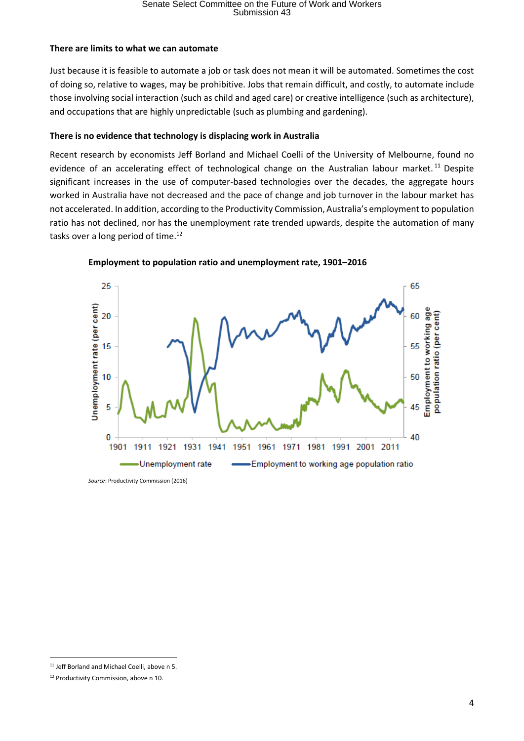**There are limits to what we can automate**

Just because it is feasible to automate a job or task does not mean it will be automated. Sometimes the cost of doing so, relative to wages, may be prohibitive. Jobs that remain difficult, and costly, to automate include those involving social interaction (such as child and aged care) or creative intelligence (such as architecture), and occupations that are highly unpredictable (such as plumbing and gardening).

**There is no evidence that technology is displacing work in Australia**

Recent research by economists Jeff Borland and Michael Coelli of the University of Melbourne, found no evidence of an accelerating effect of technological change on the Australian labour market.[11] Despite significant increases in the use of computer-based technologies over the decades, the aggregate hours worked in Australia have not decreased and the pace of change and job turnover in the labour market has not accelerated. In addition, according to the Productivity Commission, Australia's employment to population ratio has not declined, nor has the unemployment rate trended upwards, despite the automation of many tasks over a long period of time.[12]

**Employment to population ratio and unemployment rate, 1901–2016**

*Source*: Productivity Commission (2016)

---

[11] Jeff Borland and Michael Coelli, above n 5.

[12] Productivity Commission, above n 10.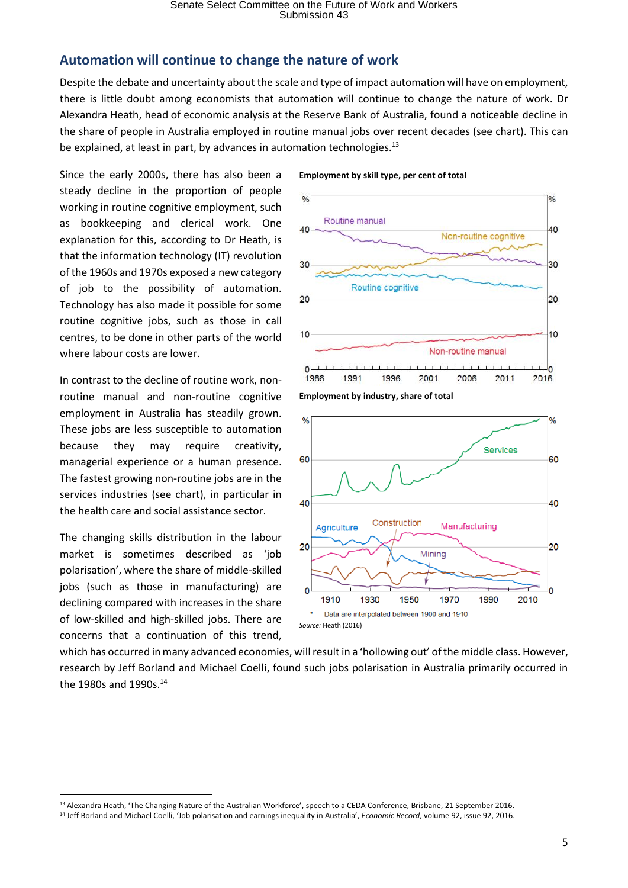## Automation will continue to change the nature of work

Despite the debate and uncertainty about the scale and type of impact automation will have on employment, there is little doubt among economists that automation will continue to change the nature of work. Dr Alexandra Heath, head of economic analysis at the Reserve Bank of Australia, found a noticeable decline in the share of people in Australia employed in routine manual jobs over recent decades (see chart). This can be explained, at least in part, by advances in automation technologies.[13]

Since the early 2000s, there has also been a steady decline in the proportion of people working in routine cognitive employment, such as bookkeeping and clerical work. One explanation for this, according to Dr Heath, is that the information technology (IT) revolution of the 1960s and 1970s exposed a new category of job to the possibility of automation. Technology has also made it possible for some routine cognitive jobs, such as those in call centres, to be done in other parts of the world where labour costs are lower.

In contrast to the decline of routine work, non-routine manual and non-routine cognitive employment in Australia has steadily grown. These jobs are less susceptible to automation because they may require creativity, managerial experience or a human presence. The fastest growing non-routine jobs are in the services industries (see chart), in particular in the health care and social assistance sector.

The changing skills distribution in the labour market is sometimes described as 'job polarisation', where the share of middle-skilled jobs (such as those in manufacturing) are declining compared with increases in the share of low-skilled and high-skilled jobs. There are concerns that a continuation of this trend, which has occurred in many advanced economies, will result in a 'hollowing out' of the middle class. However, research by Jeff Borland and Michael Coelli, found such jobs polarisation in Australia primarily occurred in the 1980s and 1990s.[14]

**Employment by skill type, per cent of total**

**Employment by industry, share of total**

\* Data are interpolated between 1900 and 1910

*Source:* Heath (2016)

---

[13] Alexandra Heath, 'The Changing Nature of the Australian Workforce', speech to a CEDA Conference, Brisbane, 21 September 2016.

[14] Jeff Borland and Michael Coelli, 'Job polarisation and earnings inequality in Australia', *Economic Record*, volume 92, issue 92, 2016.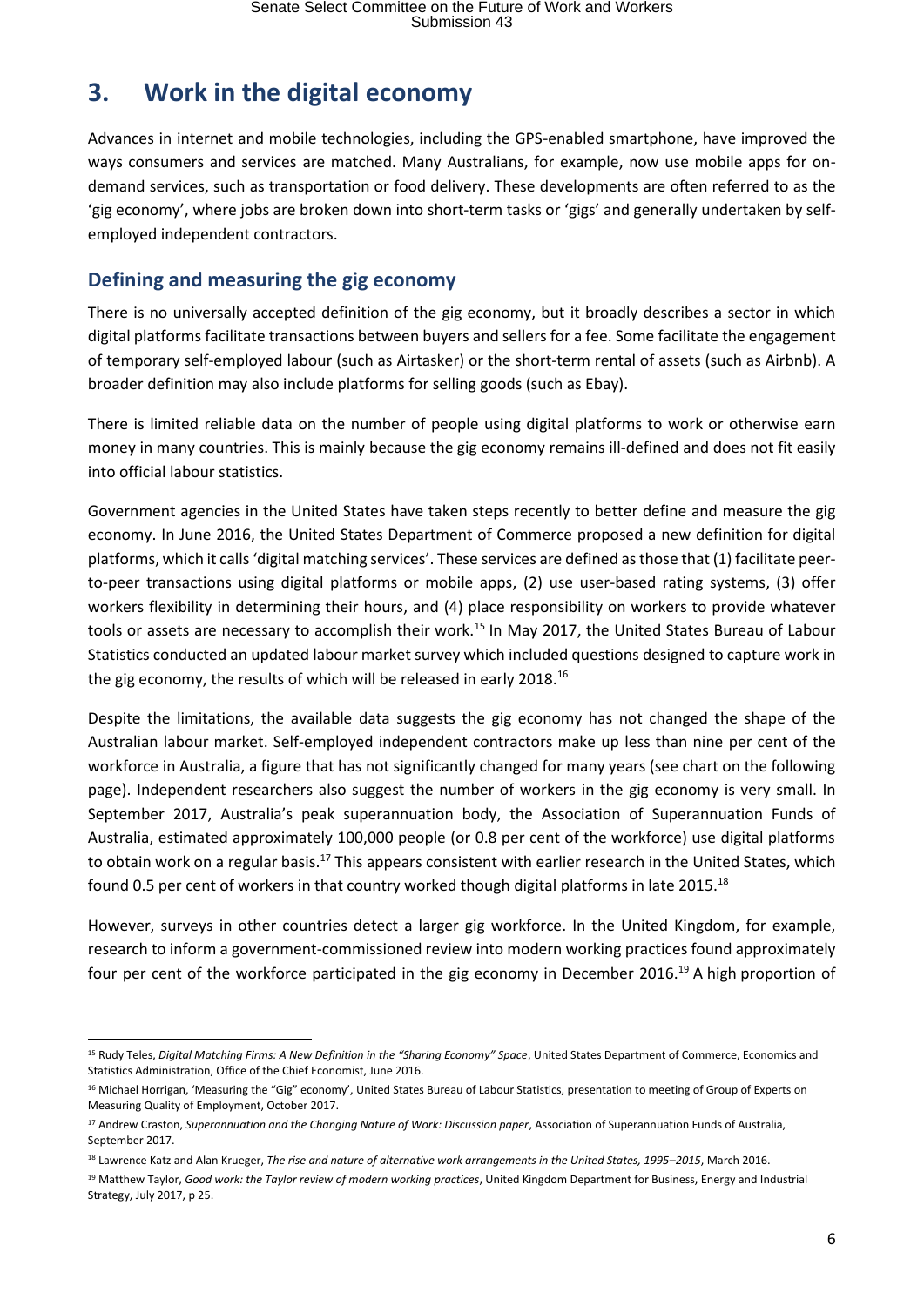# 3. Work in the digital economy

Advances in internet and mobile technologies, including the GPS-enabled smartphone, have improved the ways consumers and services are matched. Many Australians, for example, now use mobile apps for on-demand services, such as transportation or food delivery. These developments are often referred to as the 'gig economy', where jobs are broken down into short-term tasks or 'gigs' and generally undertaken by self-employed independent contractors.

## Defining and measuring the gig economy

There is no universally accepted definition of the gig economy, but it broadly describes a sector in which digital platforms facilitate transactions between buyers and sellers for a fee. Some facilitate the engagement of temporary self-employed labour (such as Airtasker) or the short-term rental of assets (such as Airbnb). A broader definition may also include platforms for selling goods (such as Ebay).

There is limited reliable data on the number of people using digital platforms to work or otherwise earn money in many countries. This is mainly because the gig economy remains ill-defined and does not fit easily into official labour statistics.

Government agencies in the United States have taken steps recently to better define and measure the gig economy. In June 2016, the United States Department of Commerce proposed a new definition for digital platforms, which it calls 'digital matching services'. These services are defined as those that (1) facilitate peer-to-peer transactions using digital platforms or mobile apps, (2) use user-based rating systems, (3) offer workers flexibility in determining their hours, and (4) place responsibility on workers to provide whatever tools or assets are necessary to accomplish their work.[15] In May 2017, the United States Bureau of Labour Statistics conducted an updated labour market survey which included questions designed to capture work in the gig economy, the results of which will be released in early 2018.[16]

Despite the limitations, the available data suggests the gig economy has not changed the shape of the Australian labour market. Self-employed independent contractors make up less than nine per cent of the workforce in Australia, a figure that has not significantly changed for many years (see chart on the following page). Independent researchers also suggest the number of workers in the gig economy is very small. In September 2017, Australia's peak superannuation body, the Association of Superannuation Funds of Australia, estimated approximately 100,000 people (or 0.8 per cent of the workforce) use digital platforms to obtain work on a regular basis.[17] This appears consistent with earlier research in the United States, which found 0.5 per cent of workers in that country worked though digital platforms in late 2015.[18]

However, surveys in other countries detect a larger gig workforce. In the United Kingdom, for example, research to inform a government-commissioned review into modern working practices found approximately four per cent of the workforce participated in the gig economy in December 2016.[19] A high proportion of

---

[15] Rudy Teles, *Digital Matching Firms: A New Definition in the "Sharing Economy" Space*, United States Department of Commerce, Economics and Statistics Administration, Office of the Chief Economist, June 2016.

[16] Michael Horrigan, 'Measuring the "Gig" economy', United States Bureau of Labour Statistics, presentation to meeting of Group of Experts on Measuring Quality of Employment, October 2017.

[17] Andrew Craston, *Superannuation and the Changing Nature of Work: Discussion paper*, Association of Superannuation Funds of Australia, September 2017.

[18] Lawrence Katz and Alan Krueger, *The rise and nature of alternative work arrangements in the United States, 1995–2015*, March 2016.

[19] Matthew Taylor, *Good work: the Taylor review of modern working practices*, United Kingdom Department for Business, Energy and Industrial Strategy, July 2017, p 25.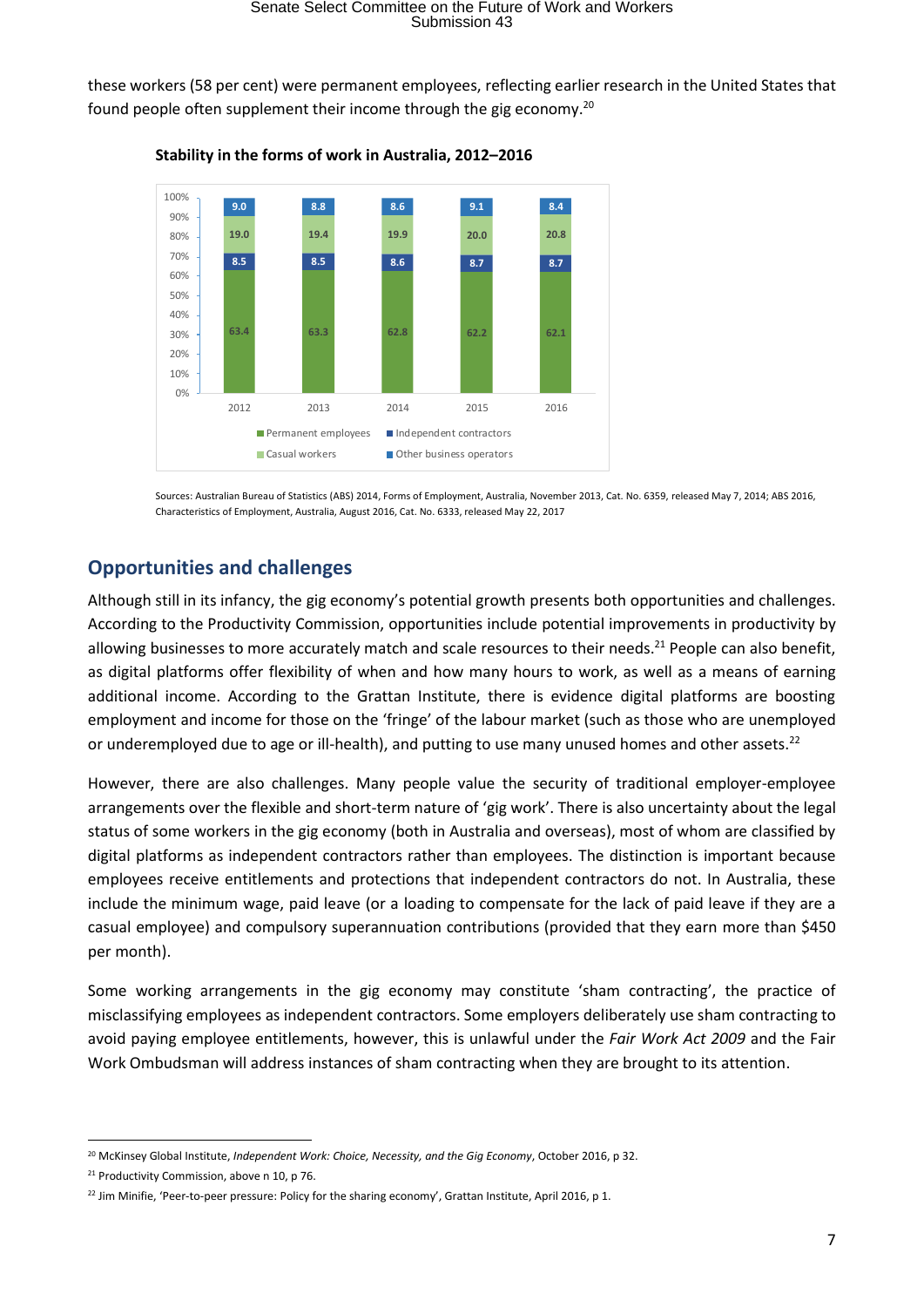these workers (58 per cent) were permanent employees, reflecting earlier research in the United States that found people often supplement their income through the gig economy.[20]

**Stability in the forms of work in Australia, 2012–2016**

| | 2012 | 2013 | 2014 | 2015 | 2016 |
|---|---|---|---|---|---|
| Other business operators | 9.0 | 8.8 | 8.6 | 9.1 | 8.4 |
| Casual workers | 19.0 | 19.4 | 19.9 | 20.0 | 20.8 |
| Independent contractors | 8.5 | 8.5 | 8.6 | 8.7 | 8.7 |
| Permanent employees | 63.4 | 63.3 | 62.8 | 62.2 | 62.1 |

Sources: Australian Bureau of Statistics (ABS) 2014, Forms of Employment, Australia, November 2013, Cat. No. 6359, released May 7, 2014; ABS 2016, Characteristics of Employment, Australia, August 2016, Cat. No. 6333, released May 22, 2017

## Opportunities and challenges

Although still in its infancy, the gig economy's potential growth presents both opportunities and challenges. According to the Productivity Commission, opportunities include potential improvements in productivity by allowing businesses to more accurately match and scale resources to their needs.[21] People can also benefit, as digital platforms offer flexibility of when and how many hours to work, as well as a means of earning additional income. According to the Grattan Institute, there is evidence digital platforms are boosting employment and income for those on the 'fringe' of the labour market (such as those who are unemployed or underemployed due to age or ill-health), and putting to use many unused homes and other assets.[22]

However, there are also challenges. Many people value the security of traditional employer-employee arrangements over the flexible and short-term nature of 'gig work'. There is also uncertainty about the legal status of some workers in the gig economy (both in Australia and overseas), most of whom are classified by digital platforms as independent contractors rather than employees. The distinction is important because employees receive entitlements and protections that independent contractors do not. In Australia, these include the minimum wage, paid leave (or a loading to compensate for the lack of paid leave if they are a casual employee) and compulsory superannuation contributions (provided that they earn more than $450 per month).

Some working arrangements in the gig economy may constitute 'sham contracting', the practice of misclassifying employees as independent contractors. Some employers deliberately use sham contracting to avoid paying employee entitlements, however, this is unlawful under the *Fair Work Act 2009* and the Fair Work Ombudsman will address instances of sham contracting when they are brought to its attention.

---

[20] McKinsey Global Institute, *Independent Work: Choice, Necessity, and the Gig Economy*, October 2016, p 32.

[21] Productivity Commission, above n 10, p 76.

[22] Jim Minifie, 'Peer-to-peer pressure: Policy for the sharing economy', Grattan Institute, April 2016, p 1.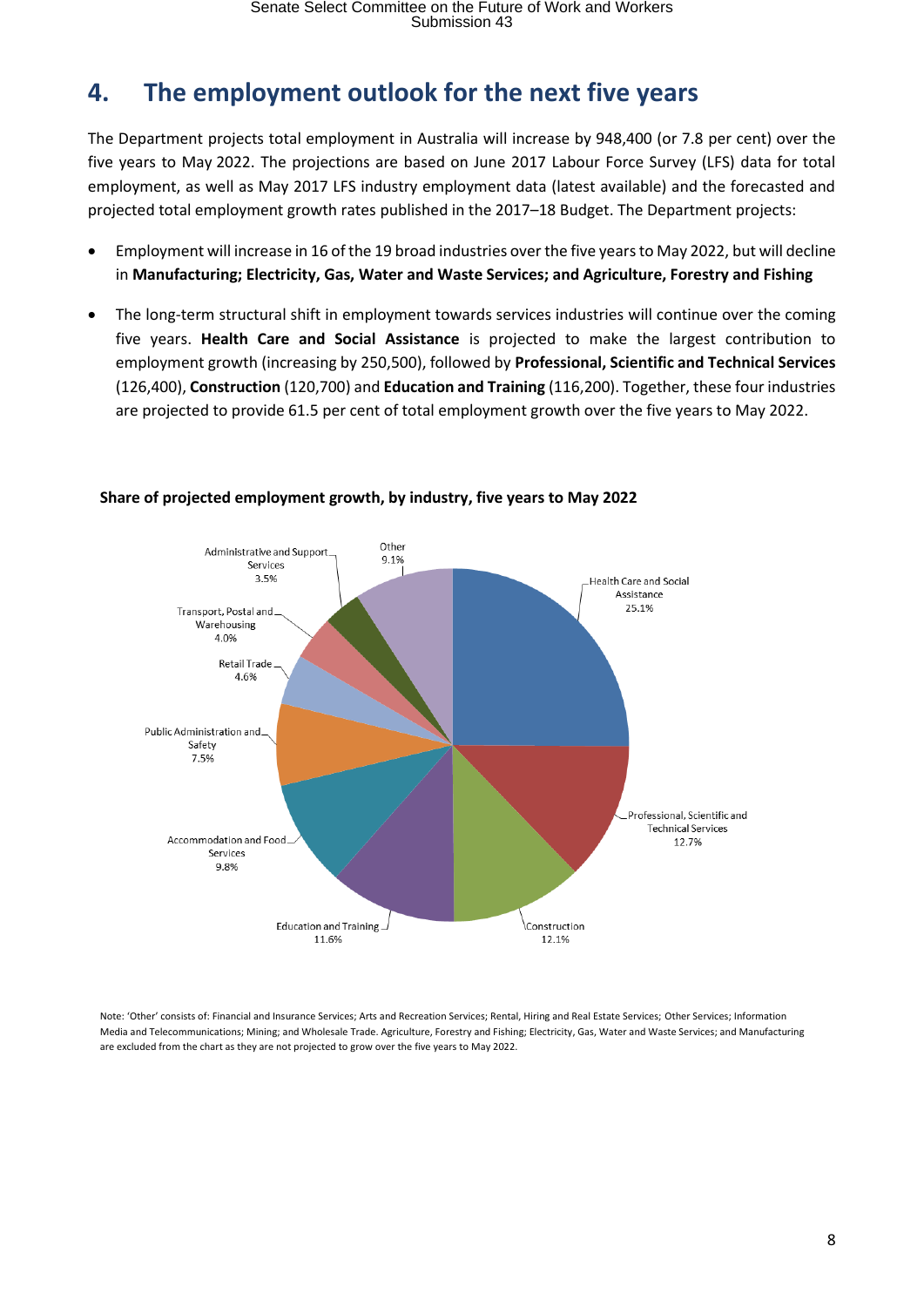## 4. The employment outlook for the next five years

The Department projects total employment in Australia will increase by 948,400 (or 7.8 per cent) over the five years to May 2022. The projections are based on June 2017 Labour Force Survey (LFS) data for total employment, as well as May 2017 LFS industry employment data (latest available) and the forecasted and projected total employment growth rates published in the 2017–18 Budget. The Department projects:

- Employment will increase in 16 of the 19 broad industries over the five years to May 2022, but will decline in **Manufacturing; Electricity, Gas, Water and Waste Services; and Agriculture, Forestry and Fishing**
- The long-term structural shift in employment towards services industries will continue over the coming five years. **Health Care and Social Assistance** is projected to make the largest contribution to employment growth (increasing by 250,500), followed by **Professional, Scientific and Technical Services** (126,400), **Construction** (120,700) and **Education and Training** (116,200). Together, these four industries are projected to provide 61.5 per cent of total employment growth over the five years to May 2022.

**Share of projected employment growth, by industry, five years to May 2022**

| Industry | Share |
|---|---|
| Health Care and Social Assistance | 25.1% |
| Professional, Scientific and Technical Services | 12.7% |
| Construction | 12.1% |
| Education and Training | 11.6% |
| Accommodation and Food Services | 9.8% |
| Public Administration and Safety | 7.5% |
| Retail Trade | 4.6% |
| Transport, Postal and Warehousing | 4.0% |
| Administrative and Support Services | 3.5% |
| Other | 9.1% |

Note: 'Other' consists of: Financial and Insurance Services; Arts and Recreation Services; Rental, Hiring and Real Estate Services; Other Services; Information Media and Telecommunications; Mining; and Wholesale Trade. Agriculture, Forestry and Fishing; Electricity, Gas, Water and Waste Services; and Manufacturing are excluded from the chart as they are not projected to grow over the five years to May 2022.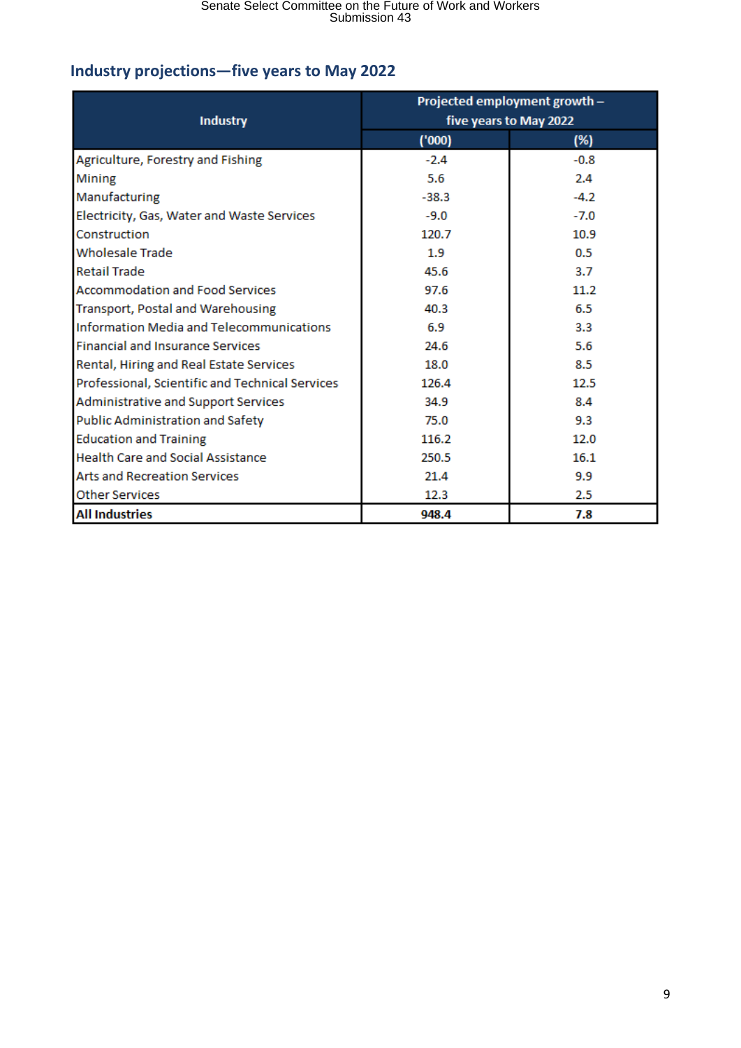## Industry projections—five years to May 2022

| Industry | Projected employment growth – five years to May 2022 | |
|---|---|---|
| | ('000) | (%) |
| Agriculture, Forestry and Fishing | -2.4 | -0.8 |
| Mining | 5.6 | 2.4 |
| Manufacturing | -38.3 | -4.2 |
| Electricity, Gas, Water and Waste Services | -9.0 | -7.0 |
| Construction | 120.7 | 10.9 |
| Wholesale Trade | 1.9 | 0.5 |
| Retail Trade | 45.6 | 3.7 |
| Accommodation and Food Services | 97.6 | 11.2 |
| Transport, Postal and Warehousing | 40.3 | 6.5 |
| Information Media and Telecommunications | 6.9 | 3.3 |
| Financial and Insurance Services | 24.6 | 5.6 |
| Rental, Hiring and Real Estate Services | 18.0 | 8.5 |
| Professional, Scientific and Technical Services | 126.4 | 12.5 |
| Administrative and Support Services | 34.9 | 8.4 |
| Public Administration and Safety | 75.0 | 9.3 |
| Education and Training | 116.2 | 12.0 |
| Health Care and Social Assistance | 250.5 | 16.1 |
| Arts and Recreation Services | 21.4 | 9.9 |
| Other Services | 12.3 | 2.5 |
| **All Industries** | **948.4** | **7.8** |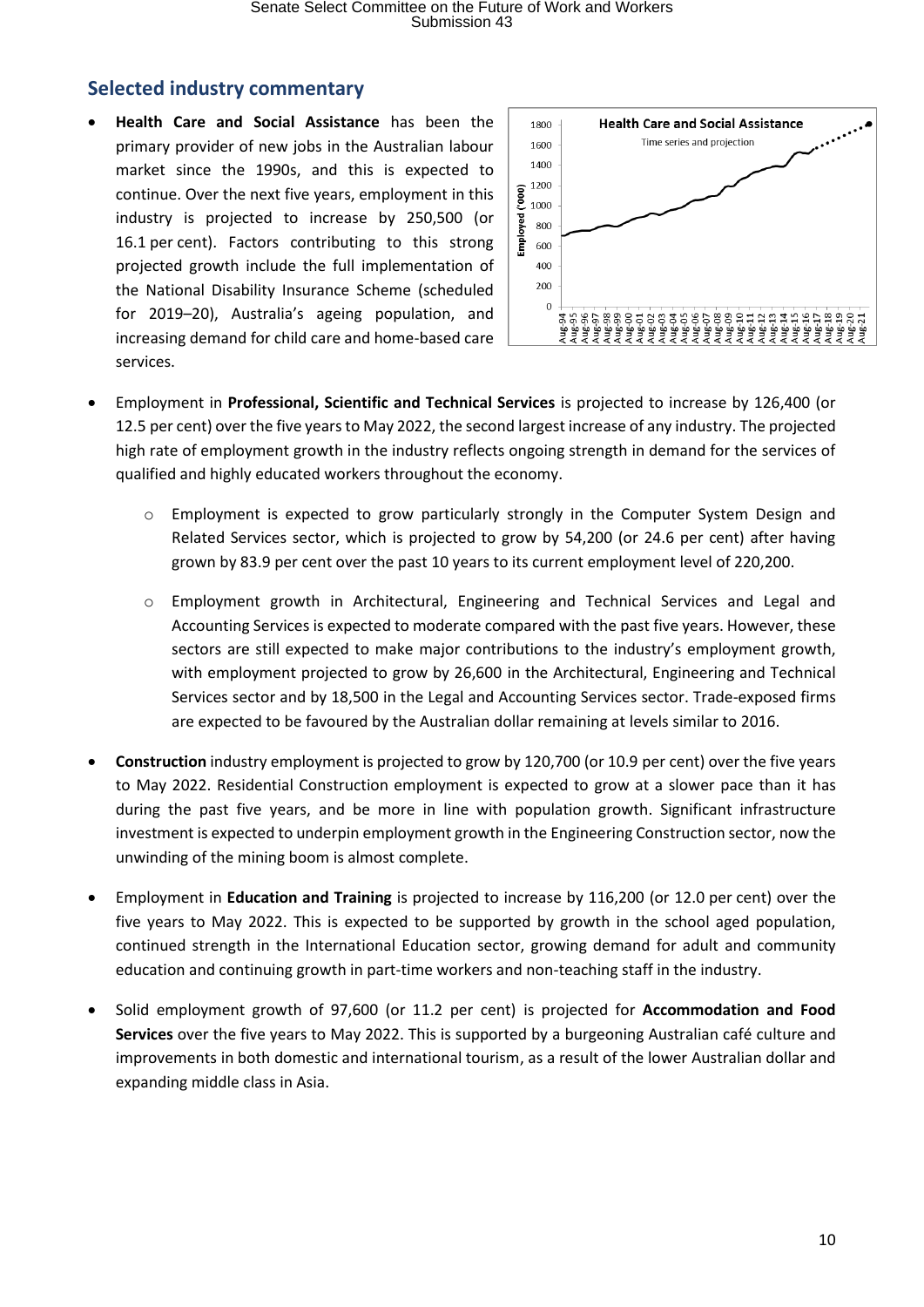## Selected industry commentary

- **Health Care and Social Assistance** has been the primary provider of new jobs in the Australian labour market since the 1990s, and this is expected to continue. Over the next five years, employment in this industry is projected to increase by 250,500 (or 16.1 per cent). Factors contributing to this strong projected growth include the full implementation of the National Disability Insurance Scheme (scheduled for 2019–20), Australia's ageing population, and increasing demand for child care and home-based care services.

- Employment in **Professional, Scientific and Technical Services** is projected to increase by 126,400 (or 12.5 per cent) over the five years to May 2022, the second largest increase of any industry. The projected high rate of employment growth in the industry reflects ongoing strength in demand for the services of qualified and highly educated workers throughout the economy.

    - Employment is expected to grow particularly strongly in the Computer System Design and Related Services sector, which is projected to grow by 54,200 (or 24.6 per cent) after having grown by 83.9 per cent over the past 10 years to its current employment level of 220,200.

    - Employment growth in Architectural, Engineering and Technical Services and Legal and Accounting Services is expected to moderate compared with the past five years. However, these sectors are still expected to make major contributions to the industry's employment growth, with employment projected to grow by 26,600 in the Architectural, Engineering and Technical Services sector and by 18,500 in the Legal and Accounting Services sector. Trade-exposed firms are expected to be favoured by the Australian dollar remaining at levels similar to 2016.

- **Construction** industry employment is projected to grow by 120,700 (or 10.9 per cent) over the five years to May 2022. Residential Construction employment is expected to grow at a slower pace than it has during the past five years, and be more in line with population growth. Significant infrastructure investment is expected to underpin employment growth in the Engineering Construction sector, now the unwinding of the mining boom is almost complete.

- Employment in **Education and Training** is projected to increase by 116,200 (or 12.0 per cent) over the five years to May 2022. This is expected to be supported by growth in the school aged population, continued strength in the International Education sector, growing demand for adult and community education and continuing growth in part-time workers and non-teaching staff in the industry.

- Solid employment growth of 97,600 (or 11.2 per cent) is projected for **Accommodation and Food Services** over the five years to May 2022. This is supported by a burgeoning Australian café culture and improvements in both domestic and international tourism, as a result of the lower Australian dollar and expanding middle class in Asia.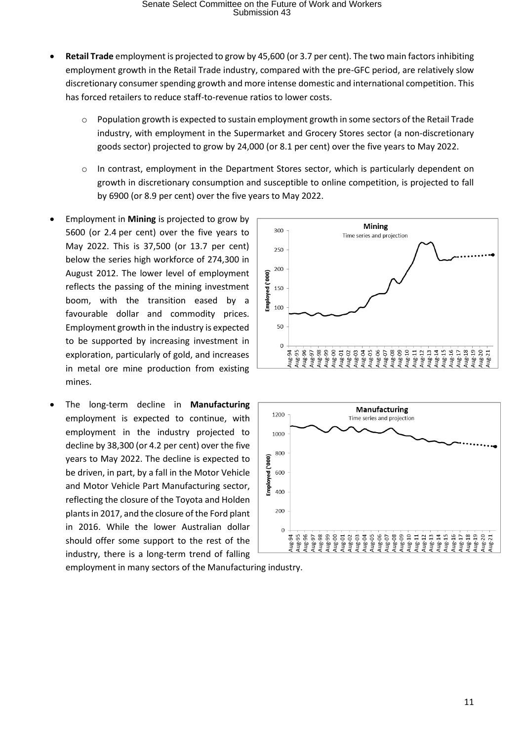- **Retail Trade** employment is projected to grow by 45,600 (or 3.7 per cent). The two main factors inhibiting employment growth in the Retail Trade industry, compared with the pre-GFC period, are relatively slow discretionary consumer spending growth and more intense domestic and international competition. This has forced retailers to reduce staff-to-revenue ratios to lower costs.
    - Population growth is expected to sustain employment growth in some sectors of the Retail Trade industry, with employment in the Supermarket and Grocery Stores sector (a non-discretionary goods sector) projected to grow by 24,000 (or 8.1 per cent) over the five years to May 2022.
    - In contrast, employment in the Department Stores sector, which is particularly dependent on growth in discretionary consumption and susceptible to online competition, is projected to fall by 6900 (or 8.9 per cent) over the five years to May 2022.
- Employment in **Mining** is projected to grow by 5600 (or 2.4 per cent) over the five years to May 2022. This is 37,500 (or 13.7 per cent) below the series high workforce of 274,300 in August 2012. The lower level of employment reflects the passing of the mining investment boom, with the transition eased by a favourable dollar and commodity prices. Employment growth in the industry is expected to be supported by increasing investment in exploration, particularly of gold, and increases in metal ore mine production from existing mines.
- The long-term decline in **Manufacturing** employment is expected to continue, with employment in the industry projected to decline by 38,300 (or 4.2 per cent) over the five years to May 2022. The decline is expected to be driven, in part, by a fall in the Motor Vehicle and Motor Vehicle Part Manufacturing sector, reflecting the closure of the Toyota and Holden plants in 2017, and the closure of the Ford plant in 2016. While the lower Australian dollar should offer some support to the rest of the industry, there is a long-term trend of falling employment in many sectors of the Manufacturing industry.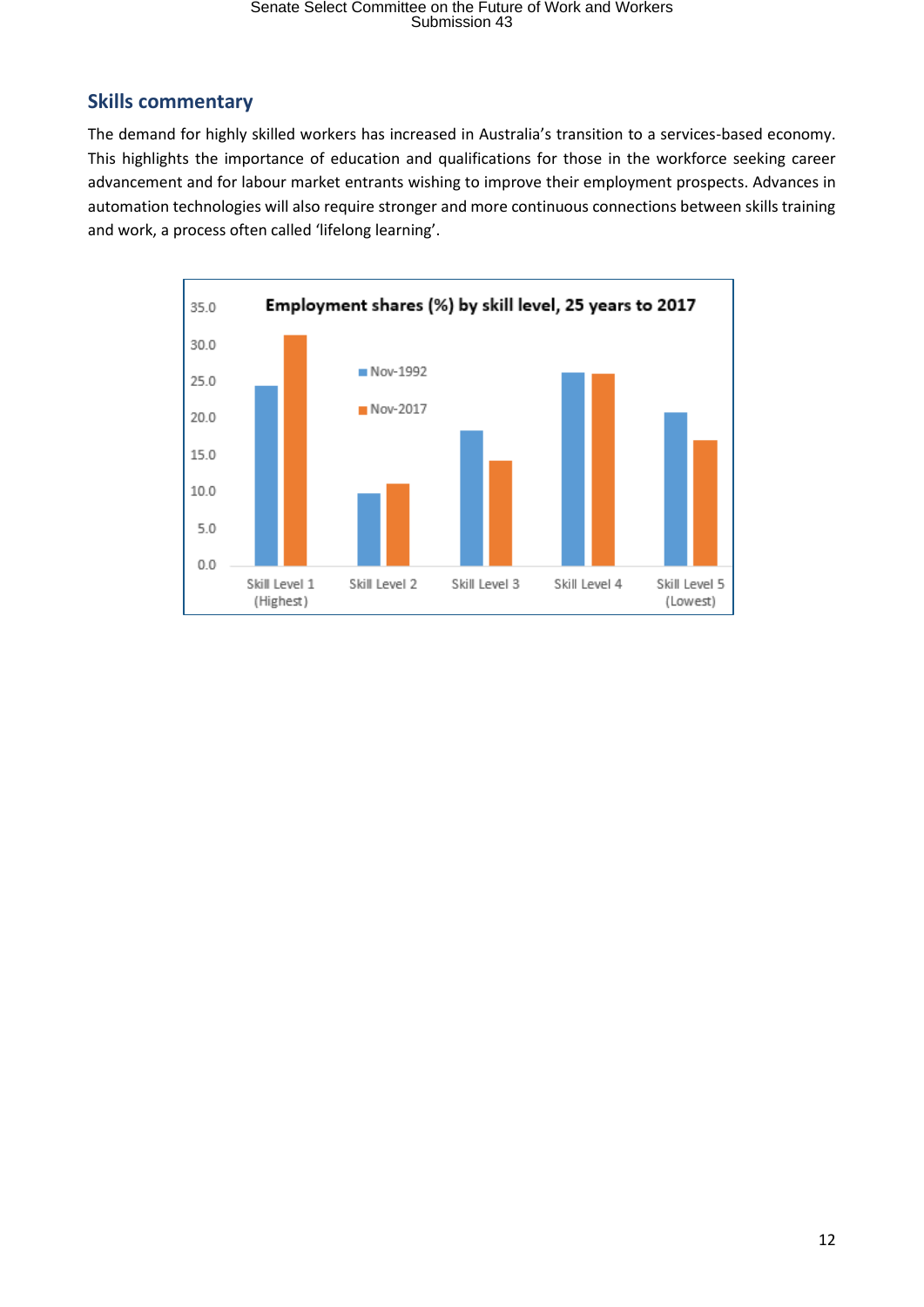## Skills commentary

The demand for highly skilled workers has increased in Australia's transition to a services-based economy. This highlights the importance of education and qualifications for those in the workforce seeking career advancement and for labour market entrants wishing to improve their employment prospects. Advances in automation technologies will also require stronger and more continuous connections between skills training and work, a process often called 'lifelong learning'.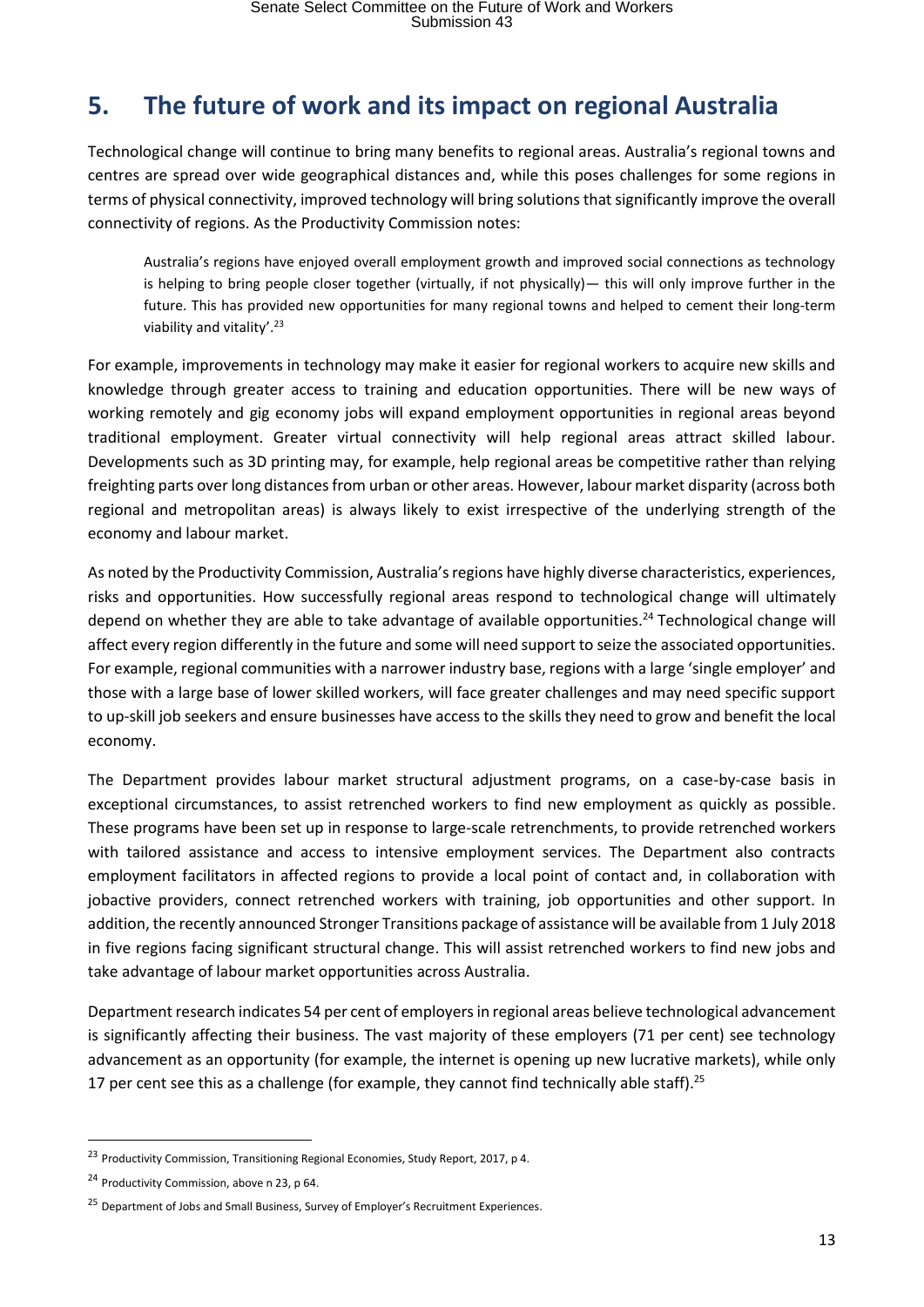## 5. The future of work and its impact on regional Australia

Technological change will continue to bring many benefits to regional areas. Australia's regional towns and centres are spread over wide geographical distances and, while this poses challenges for some regions in terms of physical connectivity, improved technology will bring solutions that significantly improve the overall connectivity of regions. As the Productivity Commission notes:

> Australia's regions have enjoyed overall employment growth and improved social connections as technology is helping to bring people closer together (virtually, if not physically)— this will only improve further in the future. This has provided new opportunities for many regional towns and helped to cement their long-term viability and vitality'.[23]

For example, improvements in technology may make it easier for regional workers to acquire new skills and knowledge through greater access to training and education opportunities. There will be new ways of working remotely and gig economy jobs will expand employment opportunities in regional areas beyond traditional employment. Greater virtual connectivity will help regional areas attract skilled labour. Developments such as 3D printing may, for example, help regional areas be competitive rather than relying freighting parts over long distances from urban or other areas. However, labour market disparity (across both regional and metropolitan areas) is always likely to exist irrespective of the underlying strength of the economy and labour market.

As noted by the Productivity Commission, Australia's regions have highly diverse characteristics, experiences, risks and opportunities. How successfully regional areas respond to technological change will ultimately depend on whether they are able to take advantage of available opportunities.[24] Technological change will affect every region differently in the future and some will need support to seize the associated opportunities. For example, regional communities with a narrower industry base, regions with a large 'single employer' and those with a large base of lower skilled workers, will face greater challenges and may need specific support to up-skill job seekers and ensure businesses have access to the skills they need to grow and benefit the local economy.

The Department provides labour market structural adjustment programs, on a case-by-case basis in exceptional circumstances, to assist retrenched workers to find new employment as quickly as possible. These programs have been set up in response to large-scale retrenchments, to provide retrenched workers with tailored assistance and access to intensive employment services. The Department also contracts employment facilitators in affected regions to provide a local point of contact and, in collaboration with jobactive providers, connect retrenched workers with training, job opportunities and other support. In addition, the recently announced Stronger Transitions package of assistance will be available from 1 July 2018 in five regions facing significant structural change. This will assist retrenched workers to find new jobs and take advantage of labour market opportunities across Australia.

Department research indicates 54 per cent of employers in regional areas believe technological advancement is significantly affecting their business. The vast majority of these employers (71 per cent) see technology advancement as an opportunity (for example, the internet is opening up new lucrative markets), while only 17 per cent see this as a challenge (for example, they cannot find technically able staff).[25]

---

[23] Productivity Commission, Transitioning Regional Economies, Study Report, 2017, p 4.

[24] Productivity Commission, above n 23, p 64.

[25] Department of Jobs and Small Business, Survey of Employer's Recruitment Experiences.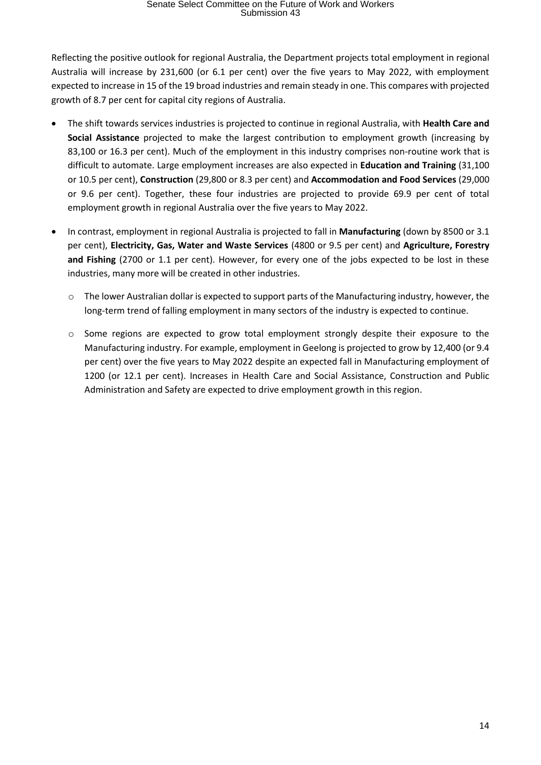Reflecting the positive outlook for regional Australia, the Department projects total employment in regional Australia will increase by 231,600 (or 6.1 per cent) over the five years to May 2022, with employment expected to increase in 15 of the 19 broad industries and remain steady in one. This compares with projected growth of 8.7 per cent for capital city regions of Australia.

- The shift towards services industries is projected to continue in regional Australia, with **Health Care and Social Assistance** projected to make the largest contribution to employment growth (increasing by 83,100 or 16.3 per cent). Much of the employment in this industry comprises non-routine work that is difficult to automate. Large employment increases are also expected in **Education and Training** (31,100 or 10.5 per cent), **Construction** (29,800 or 8.3 per cent) and **Accommodation and Food Services** (29,000 or 9.6 per cent). Together, these four industries are projected to provide 69.9 per cent of total employment growth in regional Australia over the five years to May 2022.
- In contrast, employment in regional Australia is projected to fall in **Manufacturing** (down by 8500 or 3.1 per cent), **Electricity, Gas, Water and Waste Services** (4800 or 9.5 per cent) and **Agriculture, Forestry and Fishing** (2700 or 1.1 per cent). However, for every one of the jobs expected to be lost in these industries, many more will be created in other industries.
    - The lower Australian dollar is expected to support parts of the Manufacturing industry, however, the long-term trend of falling employment in many sectors of the industry is expected to continue.
    - Some regions are expected to grow total employment strongly despite their exposure to the Manufacturing industry. For example, employment in Geelong is projected to grow by 12,400 (or 9.4 per cent) over the five years to May 2022 despite an expected fall in Manufacturing employment of 1200 (or 12.1 per cent). Increases in Health Care and Social Assistance, Construction and Public Administration and Safety are expected to drive employment growth in this region.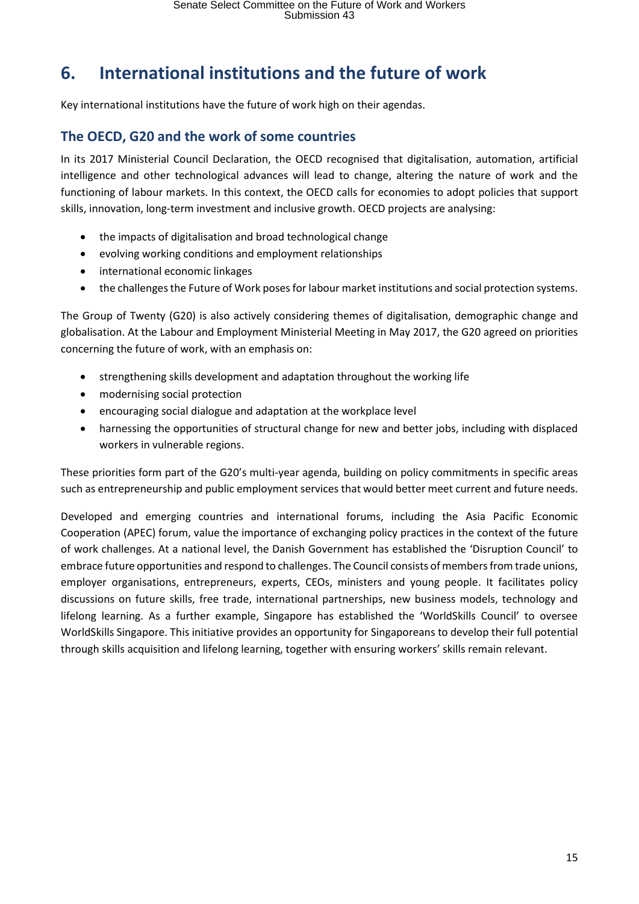# 6. International institutions and the future of work

Key international institutions have the future of work high on their agendas.

## The OECD, G20 and the work of some countries

In its 2017 Ministerial Council Declaration, the OECD recognised that digitalisation, automation, artificial intelligence and other technological advances will lead to change, altering the nature of work and the functioning of labour markets. In this context, the OECD calls for economies to adopt policies that support skills, innovation, long-term investment and inclusive growth. OECD projects are analysing:

- the impacts of digitalisation and broad technological change
- evolving working conditions and employment relationships
- international economic linkages
- the challenges the Future of Work poses for labour market institutions and social protection systems.

The Group of Twenty (G20) is also actively considering themes of digitalisation, demographic change and globalisation. At the Labour and Employment Ministerial Meeting in May 2017, the G20 agreed on priorities concerning the future of work, with an emphasis on:

- strengthening skills development and adaptation throughout the working life
- modernising social protection
- encouraging social dialogue and adaptation at the workplace level
- harnessing the opportunities of structural change for new and better jobs, including with displaced workers in vulnerable regions.

These priorities form part of the G20's multi-year agenda, building on policy commitments in specific areas such as entrepreneurship and public employment services that would better meet current and future needs.

Developed and emerging countries and international forums, including the Asia Pacific Economic Cooperation (APEC) forum, value the importance of exchanging policy practices in the context of the future of work challenges. At a national level, the Danish Government has established the 'Disruption Council' to embrace future opportunities and respond to challenges. The Council consists of members from trade unions, employer organisations, entrepreneurs, experts, CEOs, ministers and young people. It facilitates policy discussions on future skills, free trade, international partnerships, new business models, technology and lifelong learning. As a further example, Singapore has established the 'WorldSkills Council' to oversee WorldSkills Singapore. This initiative provides an opportunity for Singaporeans to develop their full potential through skills acquisition and lifelong learning, together with ensuring workers' skills remain relevant.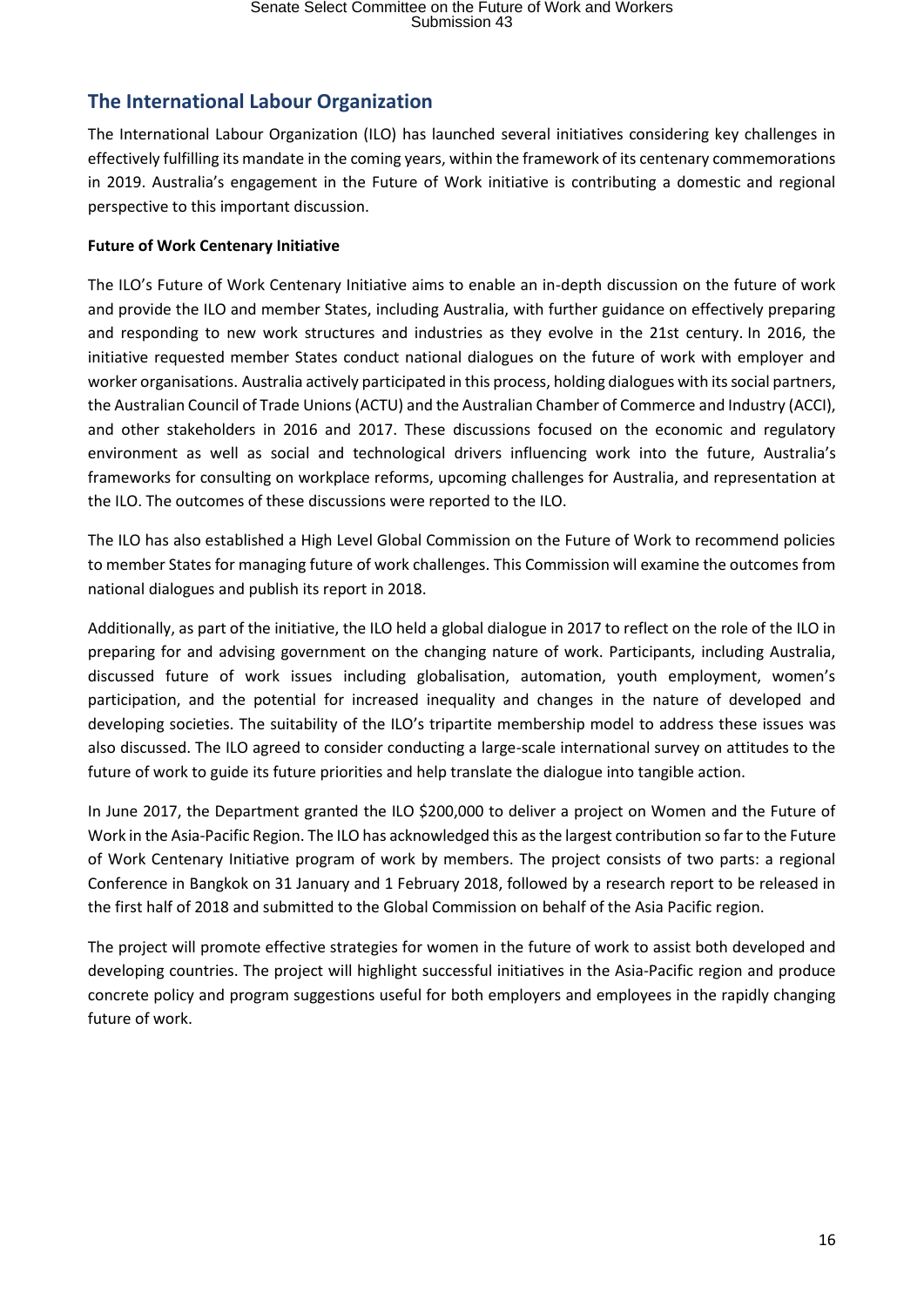## The International Labour Organization

The International Labour Organization (ILO) has launched several initiatives considering key challenges in effectively fulfilling its mandate in the coming years, within the framework of its centenary commemorations in 2019. Australia's engagement in the Future of Work initiative is contributing a domestic and regional perspective to this important discussion.

**Future of Work Centenary Initiative**

The ILO's Future of Work Centenary Initiative aims to enable an in-depth discussion on the future of work and provide the ILO and member States, including Australia, with further guidance on effectively preparing and responding to new work structures and industries as they evolve in the 21st century. In 2016, the initiative requested member States conduct national dialogues on the future of work with employer and worker organisations. Australia actively participated in this process, holding dialogues with its social partners, the Australian Council of Trade Unions (ACTU) and the Australian Chamber of Commerce and Industry (ACCI), and other stakeholders in 2016 and 2017. These discussions focused on the economic and regulatory environment as well as social and technological drivers influencing work into the future, Australia's frameworks for consulting on workplace reforms, upcoming challenges for Australia, and representation at the ILO. The outcomes of these discussions were reported to the ILO.

The ILO has also established a High Level Global Commission on the Future of Work to recommend policies to member States for managing future of work challenges. This Commission will examine the outcomes from national dialogues and publish its report in 2018.

Additionally, as part of the initiative, the ILO held a global dialogue in 2017 to reflect on the role of the ILO in preparing for and advising government on the changing nature of work. Participants, including Australia, discussed future of work issues including globalisation, automation, youth employment, women's participation, and the potential for increased inequality and changes in the nature of developed and developing societies. The suitability of the ILO's tripartite membership model to address these issues was also discussed. The ILO agreed to consider conducting a large-scale international survey on attitudes to the future of work to guide its future priorities and help translate the dialogue into tangible action.

In June 2017, the Department granted the ILO $200,000 to deliver a project on Women and the Future of Work in the Asia-Pacific Region. The ILO has acknowledged this as the largest contribution so far to the Future of Work Centenary Initiative program of work by members. The project consists of two parts: a regional Conference in Bangkok on 31 January and 1 February 2018, followed by a research report to be released in the first half of 2018 and submitted to the Global Commission on behalf of the Asia Pacific region.

The project will promote effective strategies for women in the future of work to assist both developed and developing countries. The project will highlight successful initiatives in the Asia-Pacific region and produce concrete policy and program suggestions useful for both employers and employees in the rapidly changing future of work.